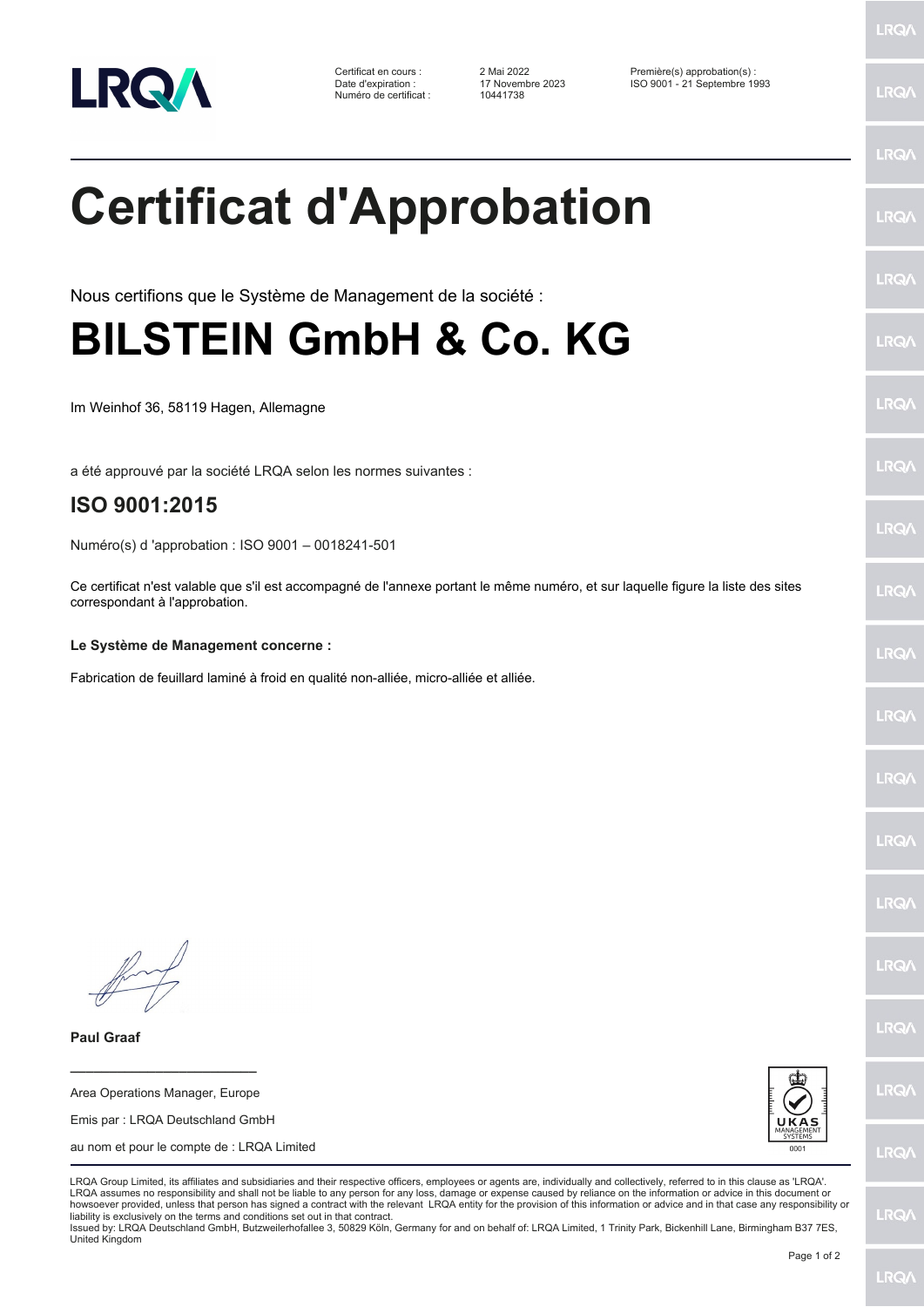Certificat en cours : 2 Mai 2022
Date d'expiration : 17 Novembre 2023
Numéro de certificat : 10441738

Première(s) approbation(s) :
ISO 9001 - 21 Septembre 1993

# Certificat d'Approbation

Nous certifions que le Système de Management de la société :

# BILSTEIN GmbH & Co. KG

Im Weinhof 36, 58119 Hagen, Allemagne

a été approuvé par la société LRQA selon les normes suivantes :

## ISO 9001:2015

Numéro(s) d 'approbation : ISO 9001 – 0018241-501

Ce certificat n'est valable que s'il est accompagné de l'annexe portant le même numéro, et sur laquelle figure la liste des sites correspondant à l'approbation.

**Le Système de Management concerne :**

Fabrication de feuillard laminé à froid en qualité non-alliée, micro-alliée et alliée.

**Paul Graaf**

Area Operations Manager, Europe

Emis par : LRQA Deutschland GmbH

au nom et pour le compte de : LRQA Limited

UKAS MANAGEMENT SYSTEMS 0001

LRQA Group Limited, its affiliates and subsidiaries and their respective officers, employees or agents are, individually and collectively, referred to in this clause as 'LRQA'. LRQA assumes no responsibility and shall not be liable to any person for any loss, damage or expense caused by reliance on the information or advice in this document or howsoever provided, unless that person has signed a contract with the relevant LRQA entity for the provision of this information or advice and in that case any responsibility or liability is exclusively on the terms and conditions set out in that contract.
Issued by: LRQA Deutschland GmbH, Butzweilerhofallee 3, 50829 Köln, Germany for and on behalf of: LRQA Limited, 1 Trinity Park, Bickenhill Lane, Birmingham B37 7ES, United Kingdom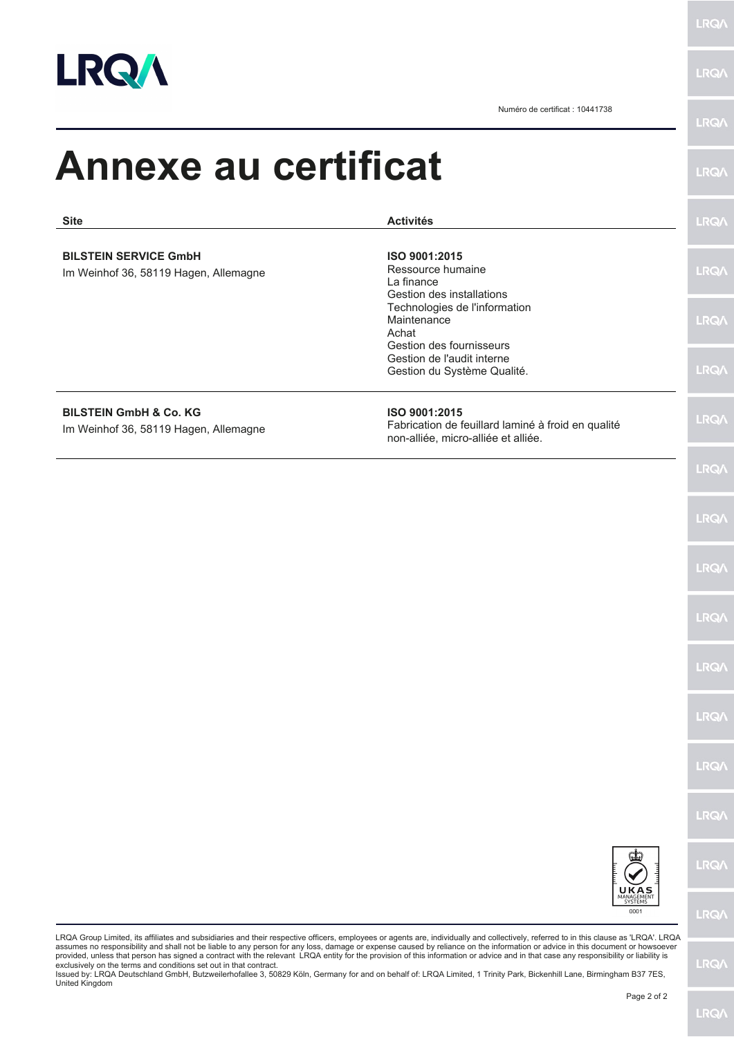Numéro de certificat : 10441738

# Annexe au certificat

| Site | Activités |
| --- | --- |
| **BILSTEIN SERVICE GmbH**<br>Im Weinhof 36, 58119 Hagen, Allemagne | **ISO 9001:2015**<br>Ressource humaine<br>La finance<br>Gestion des installations<br>Technologies de l'information<br>Maintenance<br>Achat<br>Gestion des fournisseurs<br>Gestion de l'audit interne<br>Gestion du Système Qualité. |
| **BILSTEIN GmbH & Co. KG**<br>Im Weinhof 36, 58119 Hagen, Allemagne | **ISO 9001:2015**<br>Fabrication de feuillard laminé à froid en qualité non-alliée, micro-alliée et alliée. |

UKAS MANAGEMENT SYSTEMS 0001

LRQA Group Limited, its affiliates and subsidiaries and their respective officers, employees or agents are, individually and collectively, referred to in this clause as 'LRQA'. LRQA assumes no responsibility and shall not be liable to any person for any loss, damage or expense caused by reliance on the information or advice in this document or howsoever provided, unless that person has signed a contract with the relevant LRQA entity for the provision of this information or advice and in that case any responsibility or liability is exclusively on the terms and conditions set out in that contract.
Issued by: LRQA Deutschland GmbH, Butzweilerhofallee 3, 50829 Köln, Germany for and on behalf of: LRQA Limited, 1 Trinity Park, Bickenhill Lane, Birmingham B37 7ES, United Kingdom